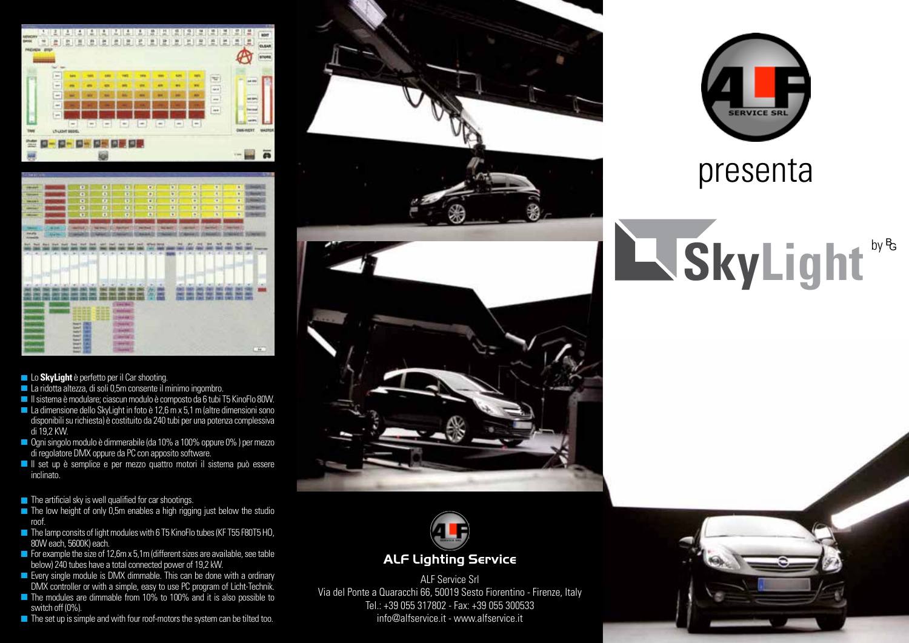# ALF Service SRL

presenta

# SkyLight

by BG

- Lo **SkyLight** è perfetto per il Car shooting.
- La ridotta altezza, di soli 0,5m consente il minimo ingombro.
- Il sistema è modulare; ciascun modulo è composto da 6 tubi T5 KinoFlo 80W.
- La dimensione dello SkyLight in foto è 12,6 m x 5,1 m (altre dimensioni sono disponibili su richiesta) è costituito da 240 tubi per una potenza complessiva di 19,2 KW.
- Ogni singolo modulo è dimmerabile (da 10% a 100% oppure 0% ) per mezzo di regolatore DMX oppure da PC con apposito software.
- Il set up è semplice e per mezzo quattro motori il sistema può essere inclinato.

- The artificial sky is well qualified for car shootings.
- The low height of only 0,5m enables a high rigging just below the studio roof.
- The lamp consits of light modules with 6 T5 KinoFlo tubes (KF T55 F80T5 HO, 80W each, 5600K) each.
- For example the size of 12,6m x 5,1m (different sizes are available, see table below) 240 tubes have a total connected power of 19,2 kW.
- Every single module is DMX dimmable. This can be done with a ordinary DMX controller or with a simple, easy to use PC program of Licht-Technik.
- The modules are dimmable from 10% to 100% and it is also possible to switch off (0%).
- The set up is simple and with four roof-motors the system can be tilted too.

## ALF Lighting Service

ALF Service Srl
Via del Ponte a Quaracchi 66, 50019 Sesto Fiorentino - Firenze, Italy
Tel.: +39 055 317802 - Fax: +39 055 300533
info@alfservice.it - www.alfservice.it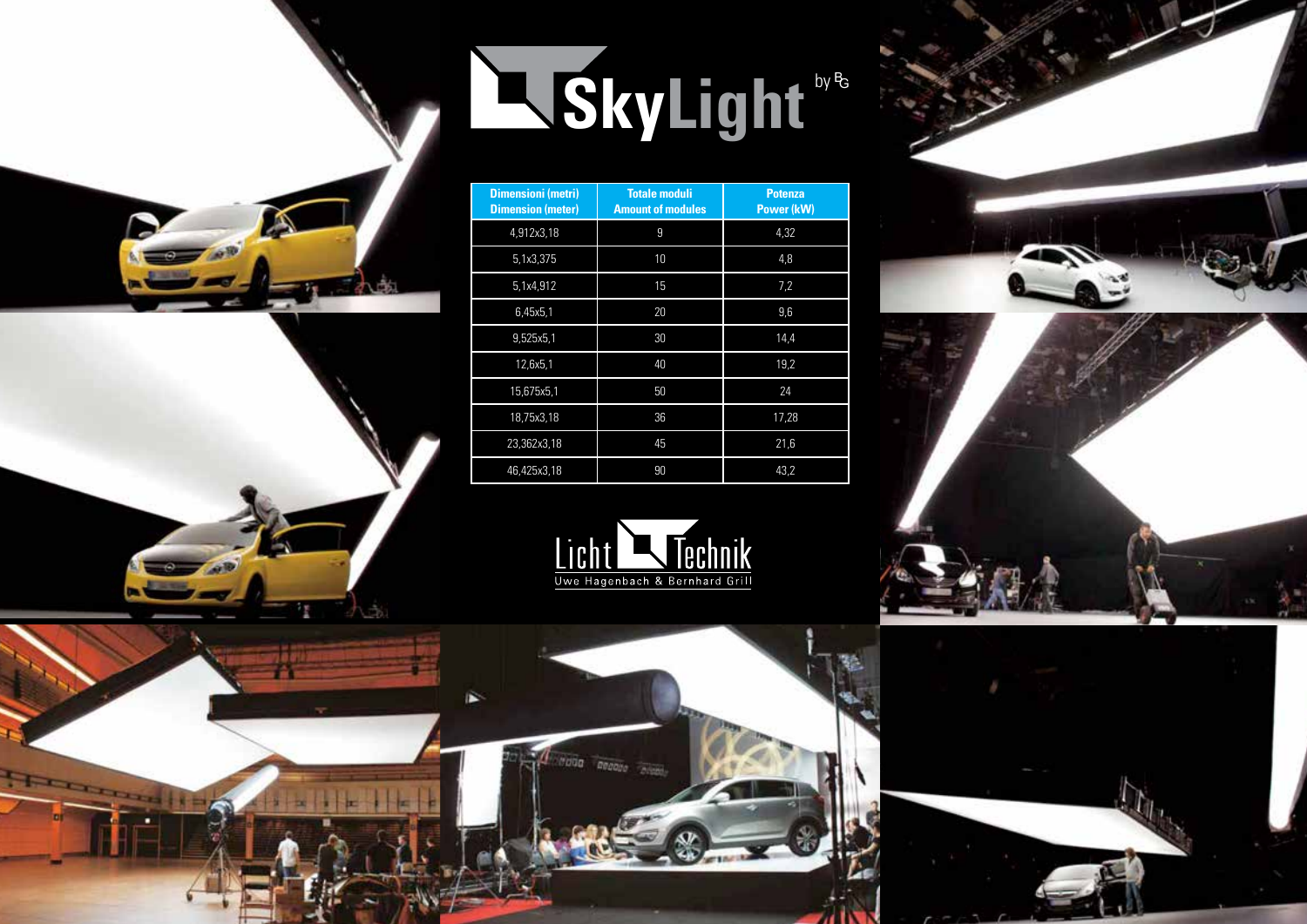# SkyLight by BG

| Dimensioni (metri) Dimension (meter) | Totale moduli Amount of modules | Potenza Power (kW) |
|---|---|---|
| 4,912x3,18 | 9 | 4,32 |
| 5,1x3,375 | 10 | 4,8 |
| 5,1x4,912 | 15 | 7,2 |
| 6,45x5,1 | 20 | 9,6 |
| 9,525x5,1 | 30 | 14,4 |
| 12,6x5,1 | 40 | 19,2 |
| 15,675x5,1 | 50 | 24 |
| 18,75x3,18 | 36 | 17,28 |
| 23,362x3,18 | 45 | 21,6 |
| 46,425x3,18 | 90 | 43,2 |

Licht Technik

Uwe Hagenbach & Bernhard Grill